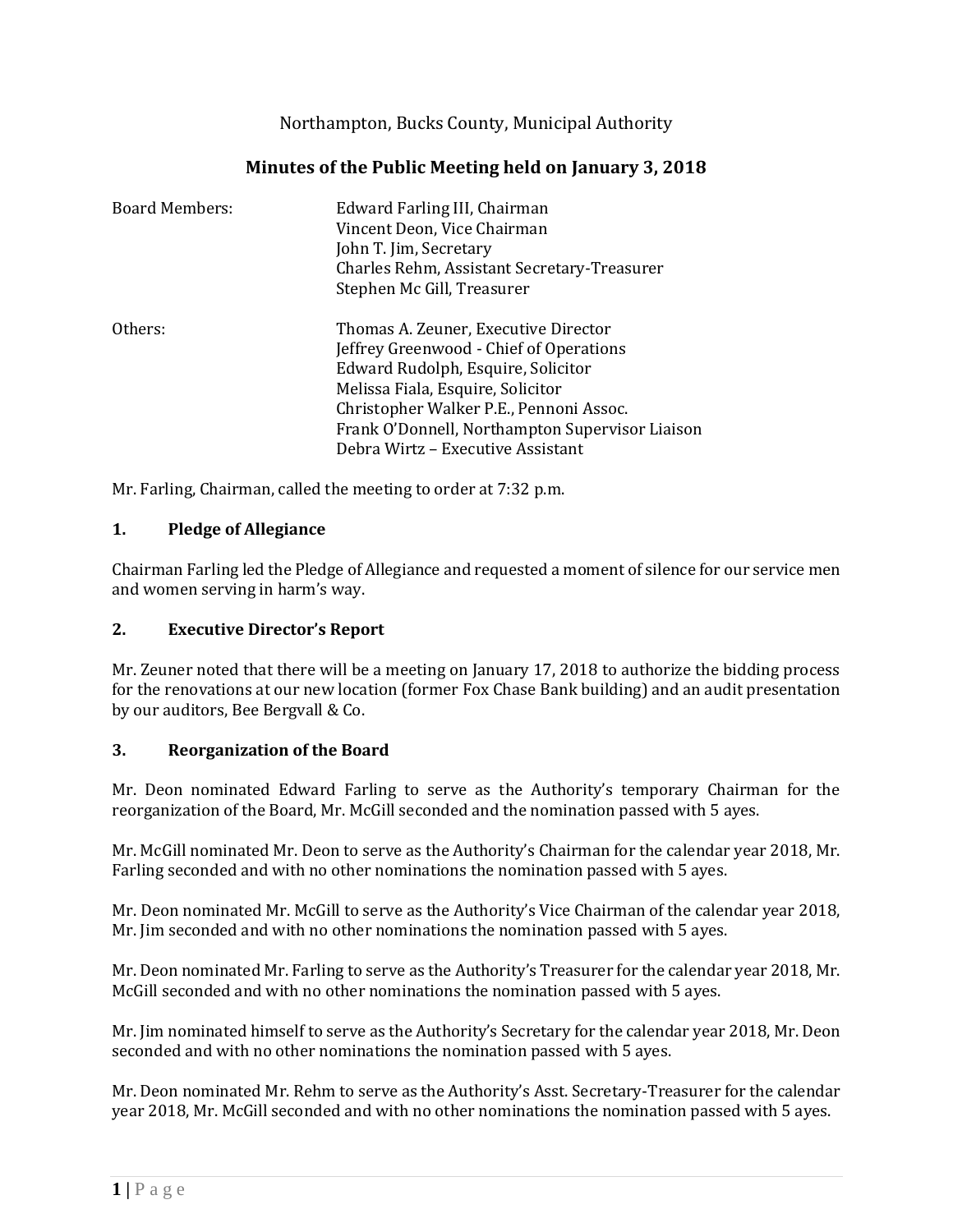Northampton, Bucks County, Municipal Authority

# Minutes of the Public Meeting held on January 3, 2018

| | |
|---|---|
| Board Members: | Edward Farling III, Chairman |
| | Vincent Deon, Vice Chairman |
| | John T. Jim, Secretary |
| | Charles Rehm, Assistant Secretary-Treasurer |
| | Stephen Mc Gill, Treasurer |
| Others: | Thomas A. Zeuner, Executive Director |
| | Jeffrey Greenwood - Chief of Operations |
| | Edward Rudolph, Esquire, Solicitor |
| | Melissa Fiala, Esquire, Solicitor |
| | Christopher Walker P.E., Pennoni Assoc. |
| | Frank O'Donnell, Northampton Supervisor Liaison |
| | Debra Wirtz – Executive Assistant |

Mr. Farling, Chairman, called the meeting to order at 7:32 p.m.

## 1. Pledge of Allegiance

Chairman Farling led the Pledge of Allegiance and requested a moment of silence for our service men and women serving in harm's way.

## 2. Executive Director's Report

Mr. Zeuner noted that there will be a meeting on January 17, 2018 to authorize the bidding process for the renovations at our new location (former Fox Chase Bank building) and an audit presentation by our auditors, Bee Bergvall & Co.

## 3. Reorganization of the Board

Mr. Deon nominated Edward Farling to serve as the Authority's temporary Chairman for the reorganization of the Board, Mr. McGill seconded and the nomination passed with 5 ayes.

Mr. McGill nominated Mr. Deon to serve as the Authority's Chairman for the calendar year 2018, Mr. Farling seconded and with no other nominations the nomination passed with 5 ayes.

Mr. Deon nominated Mr. McGill to serve as the Authority's Vice Chairman of the calendar year 2018, Mr. Jim seconded and with no other nominations the nomination passed with 5 ayes.

Mr. Deon nominated Mr. Farling to serve as the Authority's Treasurer for the calendar year 2018, Mr. McGill seconded and with no other nominations the nomination passed with 5 ayes.

Mr. Jim nominated himself to serve as the Authority's Secretary for the calendar year 2018, Mr. Deon seconded and with no other nominations the nomination passed with 5 ayes.

Mr. Deon nominated Mr. Rehm to serve as the Authority's Asst. Secretary-Treasurer for the calendar year 2018, Mr. McGill seconded and with no other nominations the nomination passed with 5 ayes.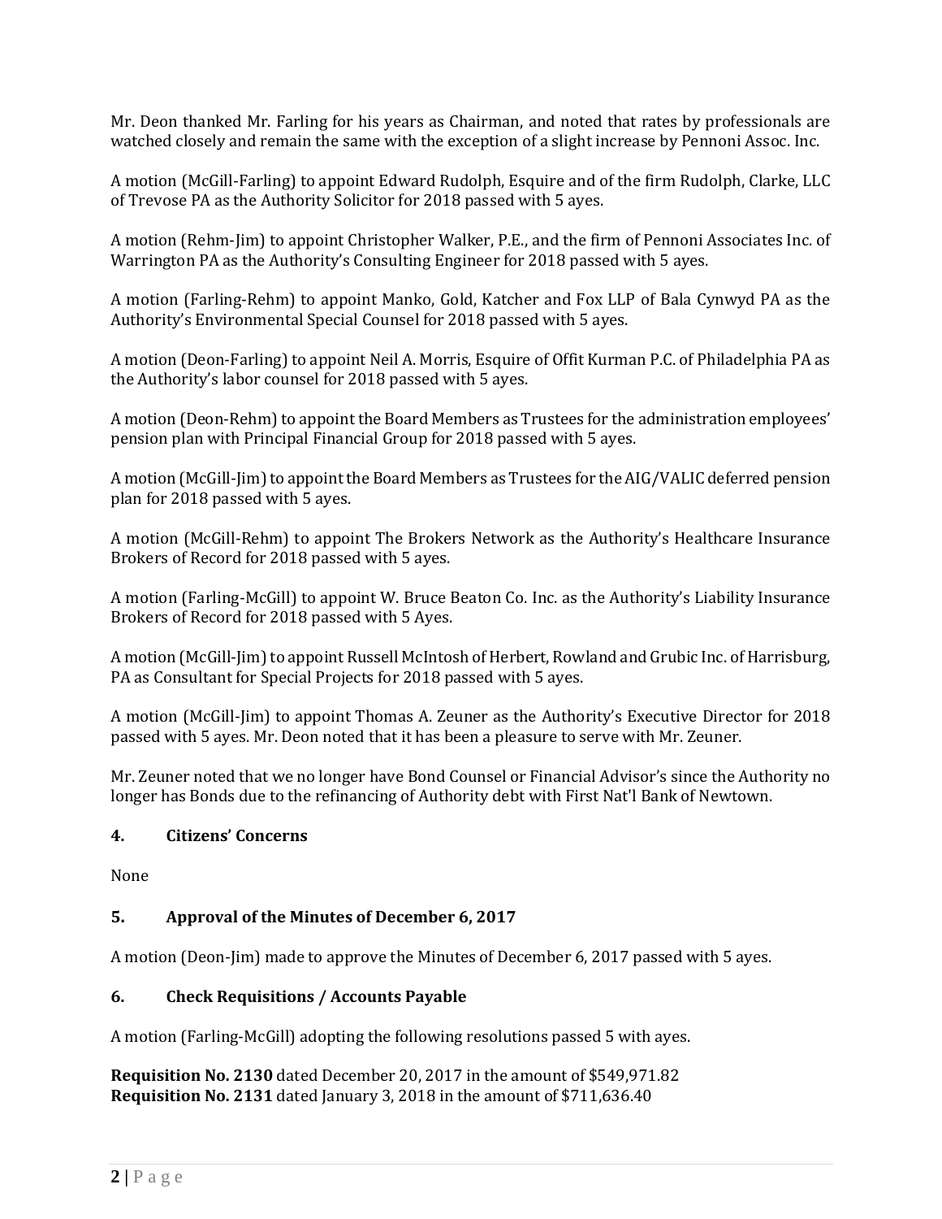Mr. Deon thanked Mr. Farling for his years as Chairman, and noted that rates by professionals are watched closely and remain the same with the exception of a slight increase by Pennoni Assoc. Inc.

A motion (McGill-Farling) to appoint Edward Rudolph, Esquire and of the firm Rudolph, Clarke, LLC of Trevose PA as the Authority Solicitor for 2018 passed with 5 ayes.

A motion (Rehm-Jim) to appoint Christopher Walker, P.E., and the firm of Pennoni Associates Inc. of Warrington PA as the Authority's Consulting Engineer for 2018 passed with 5 ayes.

A motion (Farling-Rehm) to appoint Manko, Gold, Katcher and Fox LLP of Bala Cynwyd PA as the Authority's Environmental Special Counsel for 2018 passed with 5 ayes.

A motion (Deon-Farling) to appoint Neil A. Morris, Esquire of Offit Kurman P.C. of Philadelphia PA as the Authority's labor counsel for 2018 passed with 5 ayes.

A motion (Deon-Rehm) to appoint the Board Members as Trustees for the administration employees' pension plan with Principal Financial Group for 2018 passed with 5 ayes.

A motion (McGill-Jim) to appoint the Board Members as Trustees for the AIG/VALIC deferred pension plan for 2018 passed with 5 ayes.

A motion (McGill-Rehm) to appoint The Brokers Network as the Authority's Healthcare Insurance Brokers of Record for 2018 passed with 5 ayes.

A motion (Farling-McGill) to appoint W. Bruce Beaton Co. Inc. as the Authority's Liability Insurance Brokers of Record for 2018 passed with 5 Ayes.

A motion (McGill-Jim) to appoint Russell McIntosh of Herbert, Rowland and Grubic Inc. of Harrisburg, PA as Consultant for Special Projects for 2018 passed with 5 ayes.

A motion (McGill-Jim) to appoint Thomas A. Zeuner as the Authority's Executive Director for 2018 passed with 5 ayes. Mr. Deon noted that it has been a pleasure to serve with Mr. Zeuner.

Mr. Zeuner noted that we no longer have Bond Counsel or Financial Advisor's since the Authority no longer has Bonds due to the refinancing of Authority debt with First Nat'l Bank of Newtown.

## 4. Citizens' Concerns

None

## 5. Approval of the Minutes of December 6, 2017

A motion (Deon-Jim) made to approve the Minutes of December 6, 2017 passed with 5 ayes.

## 6. Check Requisitions / Accounts Payable

A motion (Farling-McGill) adopting the following resolutions passed 5 with ayes.

**Requisition No. 2130** dated December 20, 2017 in the amount of $549,971.82
**Requisition No. 2131** dated January 3, 2018 in the amount of $711,636.40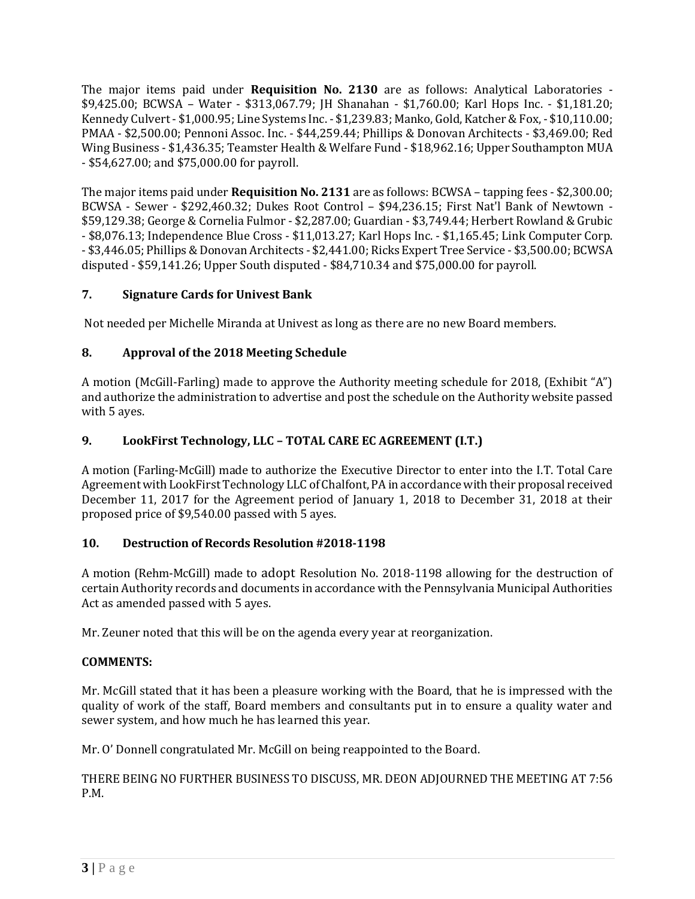The major items paid under **Requisition No. 2130** are as follows: Analytical Laboratories - $9,425.00; BCWSA – Water - $313,067.79; JH Shanahan - $1,760.00; Karl Hops Inc. - $1,181.20; Kennedy Culvert - $1,000.95; Line Systems Inc. - $1,239.83; Manko, Gold, Katcher & Fox, - $10,110.00; PMAA - $2,500.00; Pennoni Assoc. Inc. - $44,259.44; Phillips & Donovan Architects - $3,469.00; Red Wing Business - $1,436.35; Teamster Health & Welfare Fund - $18,962.16; Upper Southampton MUA - $54,627.00; and $75,000.00 for payroll.

The major items paid under **Requisition No. 2131** are as follows: BCWSA – tapping fees - $2,300.00; BCWSA - Sewer - $292,460.32; Dukes Root Control – $94,236.15; First Nat'l Bank of Newtown - $59,129.38; George & Cornelia Fulmor - $2,287.00; Guardian - $3,749.44; Herbert Rowland & Grubic - $8,076.13; Independence Blue Cross - $11,013.27; Karl Hops Inc. - $1,165.45; Link Computer Corp. - $3,446.05; Phillips & Donovan Architects - $2,441.00; Ricks Expert Tree Service - $3,500.00; BCWSA disputed - $59,141.26; Upper South disputed - $84,710.34 and $75,000.00 for payroll.

### 7. Signature Cards for Univest Bank

Not needed per Michelle Miranda at Univest as long as there are no new Board members.

### 8. Approval of the 2018 Meeting Schedule

A motion (McGill-Farling) made to approve the Authority meeting schedule for 2018, (Exhibit "A") and authorize the administration to advertise and post the schedule on the Authority website passed with 5 ayes.

### 9. LookFirst Technology, LLC – TOTAL CARE EC AGREEMENT (I.T.)

A motion (Farling-McGill) made to authorize the Executive Director to enter into the I.T. Total Care Agreement with LookFirst Technology LLC of Chalfont, PA in accordance with their proposal received December 11, 2017 for the Agreement period of January 1, 2018 to December 31, 2018 at their proposed price of $9,540.00 passed with 5 ayes.

### 10. Destruction of Records Resolution #2018-1198

A motion (Rehm-McGill) made to adopt Resolution No. 2018-1198 allowing for the destruction of certain Authority records and documents in accordance with the Pennsylvania Municipal Authorities Act as amended passed with 5 ayes.

Mr. Zeuner noted that this will be on the agenda every year at reorganization.

**COMMENTS:**

Mr. McGill stated that it has been a pleasure working with the Board, that he is impressed with the quality of work of the staff, Board members and consultants put in to ensure a quality water and sewer system, and how much he has learned this year.

Mr. O' Donnell congratulated Mr. McGill on being reappointed to the Board.

THERE BEING NO FURTHER BUSINESS TO DISCUSS, MR. DEON ADJOURNED THE MEETING AT 7:56 P.M.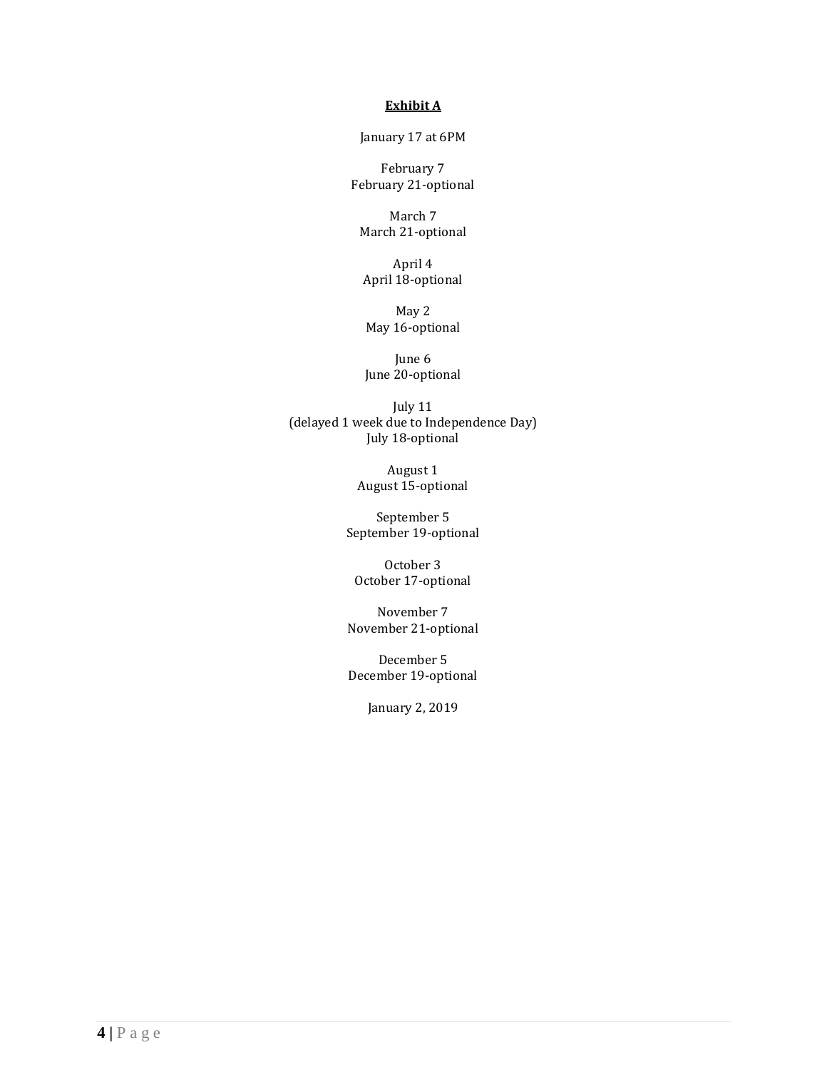**<u>Exhibit A</u>**

January 17 at 6PM

February 7
February 21-optional

March 7
March 21-optional

April 4
April 18-optional

May 2
May 16-optional

June 6
June 20-optional

July 11
(delayed 1 week due to Independence Day)
July 18-optional

August 1
August 15-optional

September 5
September 19-optional

October 3
October 17-optional

November 7
November 21-optional

December 5
December 19-optional

January 2, 2019